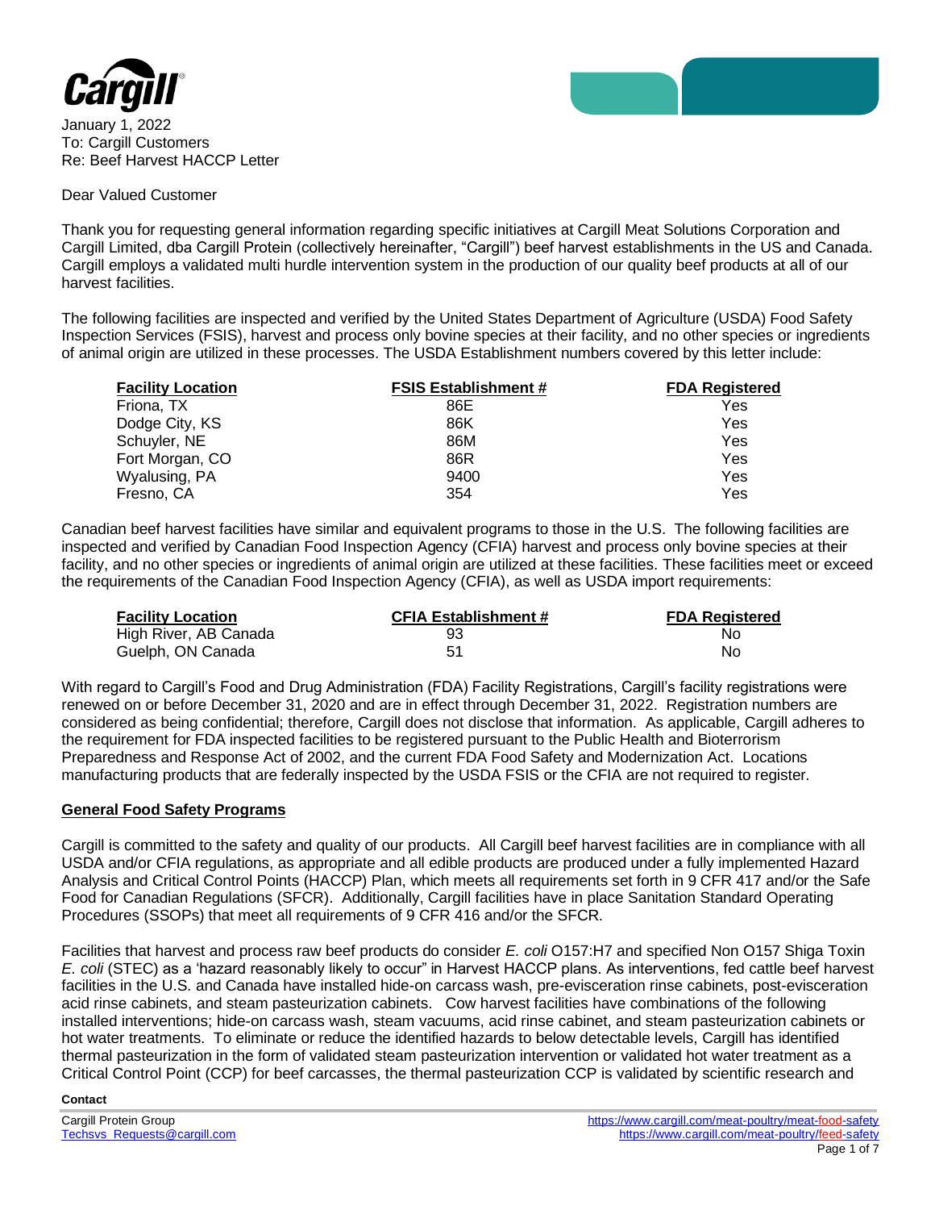January 1, 2022
To: Cargill Customers
Re: Beef Harvest HACCP Letter

Dear Valued Customer

Thank you for requesting general information regarding specific initiatives at Cargill Meat Solutions Corporation and Cargill Limited, dba Cargill Protein (collectively hereinafter, "Cargill") beef harvest establishments in the US and Canada. Cargill employs a validated multi hurdle intervention system in the production of our quality beef products at all of our harvest facilities.

The following facilities are inspected and verified by the United States Department of Agriculture (USDA) Food Safety Inspection Services (FSIS), harvest and process only bovine species at their facility, and no other species or ingredients of animal origin are utilized in these processes. The USDA Establishment numbers covered by this letter include:

| Facility Location | FSIS Establishment # | FDA Registered |
|---|---|---|
| Friona, TX | 86E | Yes |
| Dodge City, KS | 86K | Yes |
| Schuyler, NE | 86M | Yes |
| Fort Morgan, CO | 86R | Yes |
| Wyalusing, PA | 9400 | Yes |
| Fresno, CA | 354 | Yes |

Canadian beef harvest facilities have similar and equivalent programs to those in the U.S. The following facilities are inspected and verified by Canadian Food Inspection Agency (CFIA) harvest and process only bovine species at their facility, and no other species or ingredients of animal origin are utilized at these facilities. These facilities meet or exceed the requirements of the Canadian Food Inspection Agency (CFIA), as well as USDA import requirements:

| Facility Location | CFIA Establishment # | FDA Registered |
|---|---|---|
| High River, AB Canada | 93 | No |
| Guelph, ON Canada | 51 | No |

With regard to Cargill's Food and Drug Administration (FDA) Facility Registrations, Cargill's facility registrations were renewed on or before December 31, 2020 and are in effect through December 31, 2022. Registration numbers are considered as being confidential; therefore, Cargill does not disclose that information. As applicable, Cargill adheres to the requirement for FDA inspected facilities to be registered pursuant to the Public Health and Bioterrorism Preparedness and Response Act of 2002, and the current FDA Food Safety and Modernization Act. Locations manufacturing products that are federally inspected by the USDA FSIS or the CFIA are not required to register.

## General Food Safety Programs

Cargill is committed to the safety and quality of our products. All Cargill beef harvest facilities are in compliance with all USDA and/or CFIA regulations, as appropriate and all edible products are produced under a fully implemented Hazard Analysis and Critical Control Points (HACCP) Plan, which meets all requirements set forth in 9 CFR 417 and/or the Safe Food for Canadian Regulations (SFCR). Additionally, Cargill facilities have in place Sanitation Standard Operating Procedures (SSOPs) that meet all requirements of 9 CFR 416 and/or the SFCR.

Facilities that harvest and process raw beef products do consider *E. coli* O157:H7 and specified Non O157 Shiga Toxin *E. coli* (STEC) as a 'hazard reasonably likely to occur" in Harvest HACCP plans. As interventions, fed cattle beef harvest facilities in the U.S. and Canada have installed hide-on carcass wash, pre-evisceration rinse cabinets, post-evisceration acid rinse cabinets, and steam pasteurization cabinets. Cow harvest facilities have combinations of the following installed interventions; hide-on carcass wash, steam vacuums, acid rinse cabinet, and steam pasteurization cabinets or hot water treatments. To eliminate or reduce the identified hazards to below detectable levels, Cargill has identified thermal pasteurization in the form of validated steam pasteurization intervention or validated hot water treatment as a Critical Control Point (CCP) for beef carcasses, the thermal pasteurization CCP is validated by scientific research and

**Contact**

Cargill Protein Group
Techsvs_Requests@cargill.com

https://www.cargill.com/meat-poultry/meat-food-safety
https://www.cargill.com/meat-poultry/feed-safety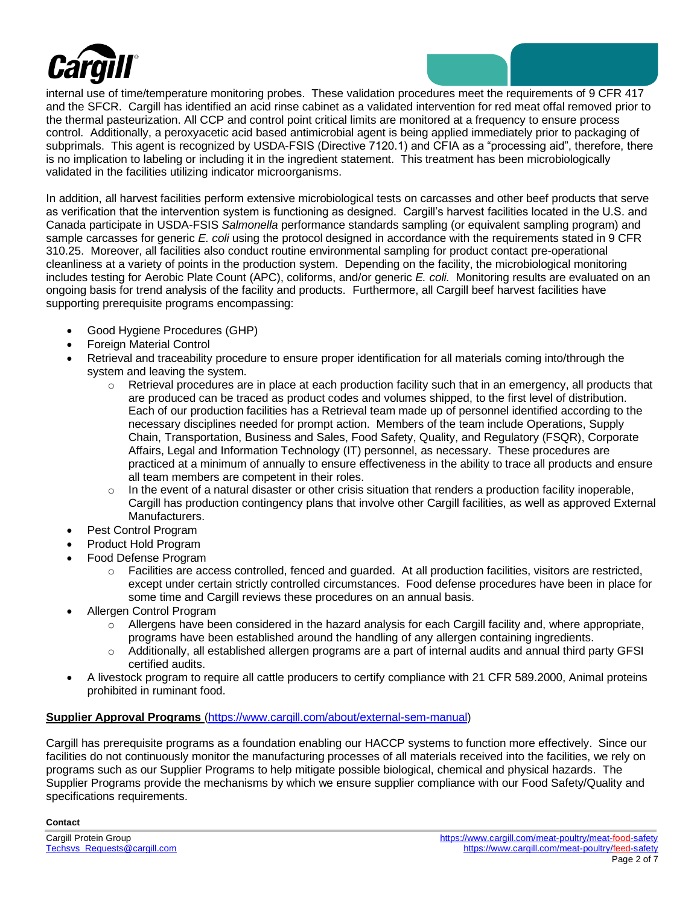internal use of time/temperature monitoring probes. These validation procedures meet the requirements of 9 CFR 417 and the SFCR. Cargill has identified an acid rinse cabinet as a validated intervention for red meat offal removed prior to the thermal pasteurization. All CCP and control point critical limits are monitored at a frequency to ensure process control. Additionally, a peroxyacetic acid based antimicrobial agent is being applied immediately prior to packaging of subprimals. This agent is recognized by USDA-FSIS (Directive 7120.1) and CFIA as a "processing aid", therefore, there is no implication to labeling or including it in the ingredient statement. This treatment has been microbiologically validated in the facilities utilizing indicator microorganisms.

In addition, all harvest facilities perform extensive microbiological tests on carcasses and other beef products that serve as verification that the intervention system is functioning as designed. Cargill's harvest facilities located in the U.S. and Canada participate in USDA-FSIS *Salmonella* performance standards sampling (or equivalent sampling program) and sample carcasses for generic *E. coli* using the protocol designed in accordance with the requirements stated in 9 CFR 310.25. Moreover, all facilities also conduct routine environmental sampling for product contact pre-operational cleanliness at a variety of points in the production system. Depending on the facility, the microbiological monitoring includes testing for Aerobic Plate Count (APC), coliforms, and/or generic *E. coli.* Monitoring results are evaluated on an ongoing basis for trend analysis of the facility and products. Furthermore, all Cargill beef harvest facilities have supporting prerequisite programs encompassing:

- Good Hygiene Procedures (GHP)
- Foreign Material Control
- Retrieval and traceability procedure to ensure proper identification for all materials coming into/through the system and leaving the system.
  - Retrieval procedures are in place at each production facility such that in an emergency, all products that are produced can be traced as product codes and volumes shipped, to the first level of distribution. Each of our production facilities has a Retrieval team made up of personnel identified according to the necessary disciplines needed for prompt action. Members of the team include Operations, Supply Chain, Transportation, Business and Sales, Food Safety, Quality, and Regulatory (FSQR), Corporate Affairs, Legal and Information Technology (IT) personnel, as necessary. These procedures are practiced at a minimum of annually to ensure effectiveness in the ability to trace all products and ensure all team members are competent in their roles.
  - In the event of a natural disaster or other crisis situation that renders a production facility inoperable, Cargill has production contingency plans that involve other Cargill facilities, as well as approved External Manufacturers.
- Pest Control Program
- Product Hold Program
- Food Defense Program
  - Facilities are access controlled, fenced and guarded. At all production facilities, visitors are restricted, except under certain strictly controlled circumstances. Food defense procedures have been in place for some time and Cargill reviews these procedures on an annual basis.
- Allergen Control Program
  - Allergens have been considered in the hazard analysis for each Cargill facility and, where appropriate, programs have been established around the handling of any allergen containing ingredients.
  - Additionally, all established allergen programs are a part of internal audits and annual third party GFSI certified audits.
- A livestock program to require all cattle producers to certify compliance with 21 CFR 589.2000, Animal proteins prohibited in ruminant food.

**Supplier Approval Programs** (https://www.cargill.com/about/external-sem-manual)

Cargill has prerequisite programs as a foundation enabling our HACCP systems to function more effectively. Since our facilities do not continuously monitor the manufacturing processes of all materials received into the facilities, we rely on programs such as our Supplier Programs to help mitigate possible biological, chemical and physical hazards. The Supplier Programs provide the mechanisms by which we ensure supplier compliance with our Food Safety/Quality and specifications requirements.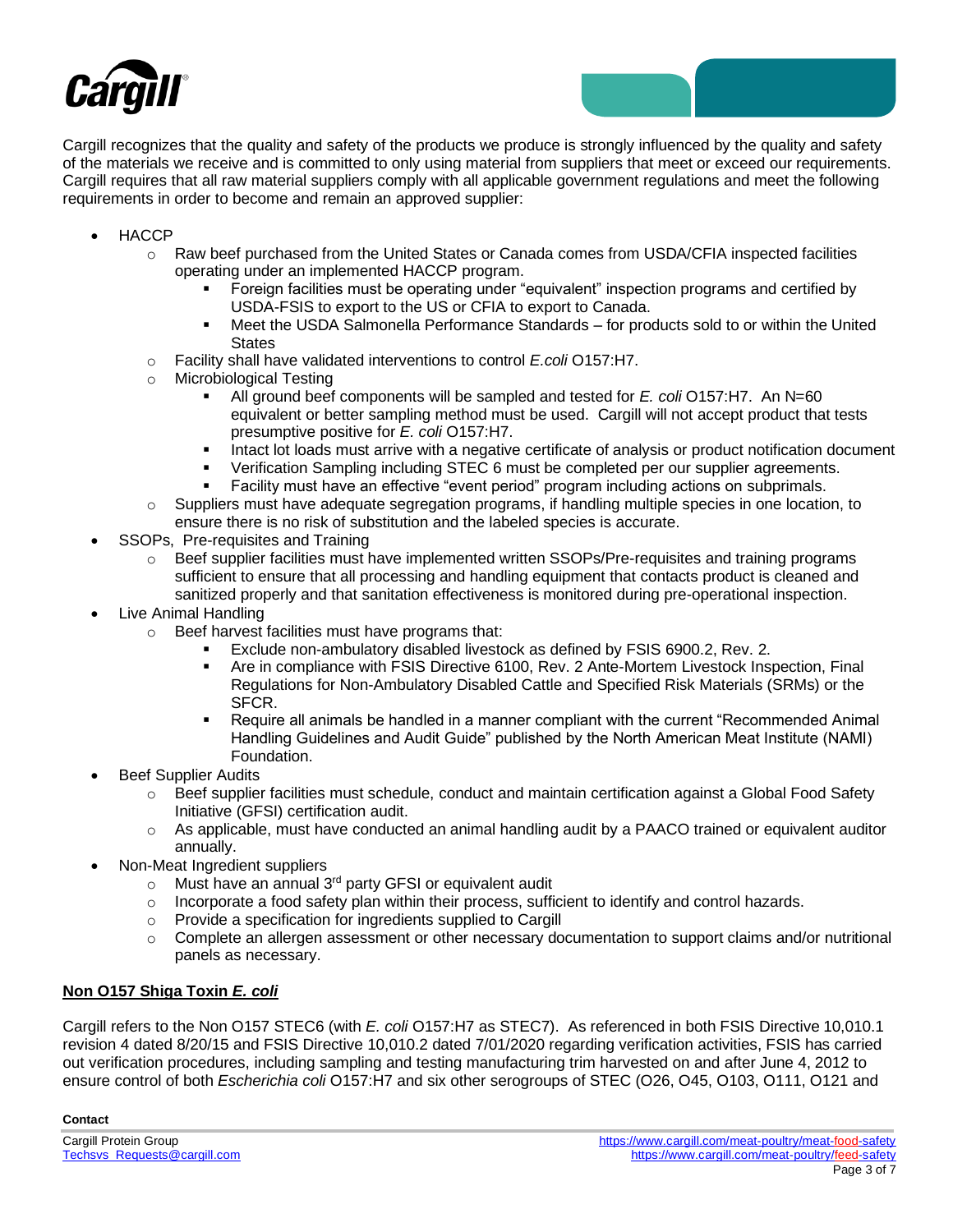Cargill recognizes that the quality and safety of the products we produce is strongly influenced by the quality and safety of the materials we receive and is committed to only using material from suppliers that meet or exceed our requirements. Cargill requires that all raw material suppliers comply with all applicable government regulations and meet the following requirements in order to become and remain an approved supplier:

- HACCP
  - Raw beef purchased from the United States or Canada comes from USDA/CFIA inspected facilities operating under an implemented HACCP program.
    - Foreign facilities must be operating under "equivalent" inspection programs and certified by USDA-FSIS to export to the US or CFIA to export to Canada.
    - Meet the USDA Salmonella Performance Standards – for products sold to or within the United States
  - Facility shall have validated interventions to control *E.coli* O157:H7.
  - Microbiological Testing
    - All ground beef components will be sampled and tested for *E. coli* O157:H7. An N=60 equivalent or better sampling method must be used. Cargill will not accept product that tests presumptive positive for *E. coli* O157:H7.
    - Intact lot loads must arrive with a negative certificate of analysis or product notification document
    - Verification Sampling including STEC 6 must be completed per our supplier agreements.
    - Facility must have an effective "event period" program including actions on subprimals.
  - Suppliers must have adequate segregation programs, if handling multiple species in one location, to ensure there is no risk of substitution and the labeled species is accurate.
- SSOPs, Pre-requisites and Training
  - Beef supplier facilities must have implemented written SSOPs/Pre-requisites and training programs sufficient to ensure that all processing and handling equipment that contacts product is cleaned and sanitized properly and that sanitation effectiveness is monitored during pre-operational inspection.
- Live Animal Handling
  - Beef harvest facilities must have programs that:
    - Exclude non-ambulatory disabled livestock as defined by FSIS 6900.2, Rev. 2.
    - Are in compliance with FSIS Directive 6100, Rev. 2 Ante-Mortem Livestock Inspection, Final Regulations for Non-Ambulatory Disabled Cattle and Specified Risk Materials (SRMs) or the SFCR.
    - Require all animals be handled in a manner compliant with the current "Recommended Animal Handling Guidelines and Audit Guide" published by the North American Meat Institute (NAMI) Foundation.
- Beef Supplier Audits
  - Beef supplier facilities must schedule, conduct and maintain certification against a Global Food Safety Initiative (GFSI) certification audit.
  - As applicable, must have conducted an animal handling audit by a PAACO trained or equivalent auditor annually.
- Non-Meat Ingredient suppliers
  - Must have an annual 3rd party GFSI or equivalent audit
  - Incorporate a food safety plan within their process, sufficient to identify and control hazards.
  - Provide a specification for ingredients supplied to Cargill
  - Complete an allergen assessment or other necessary documentation to support claims and/or nutritional panels as necessary.

**Non O157 Shiga Toxin *E. coli***

Cargill refers to the Non O157 STEC6 (with *E. coli* O157:H7 as STEC7). As referenced in both FSIS Directive 10,010.1 revision 4 dated 8/20/15 and FSIS Directive 10,010.2 dated 7/01/2020 regarding verification activities, FSIS has carried out verification procedures, including sampling and testing manufacturing trim harvested on and after June 4, 2012 to ensure control of both *Escherichia coli* O157:H7 and six other serogroups of STEC (O26, O45, O103, O111, O121 and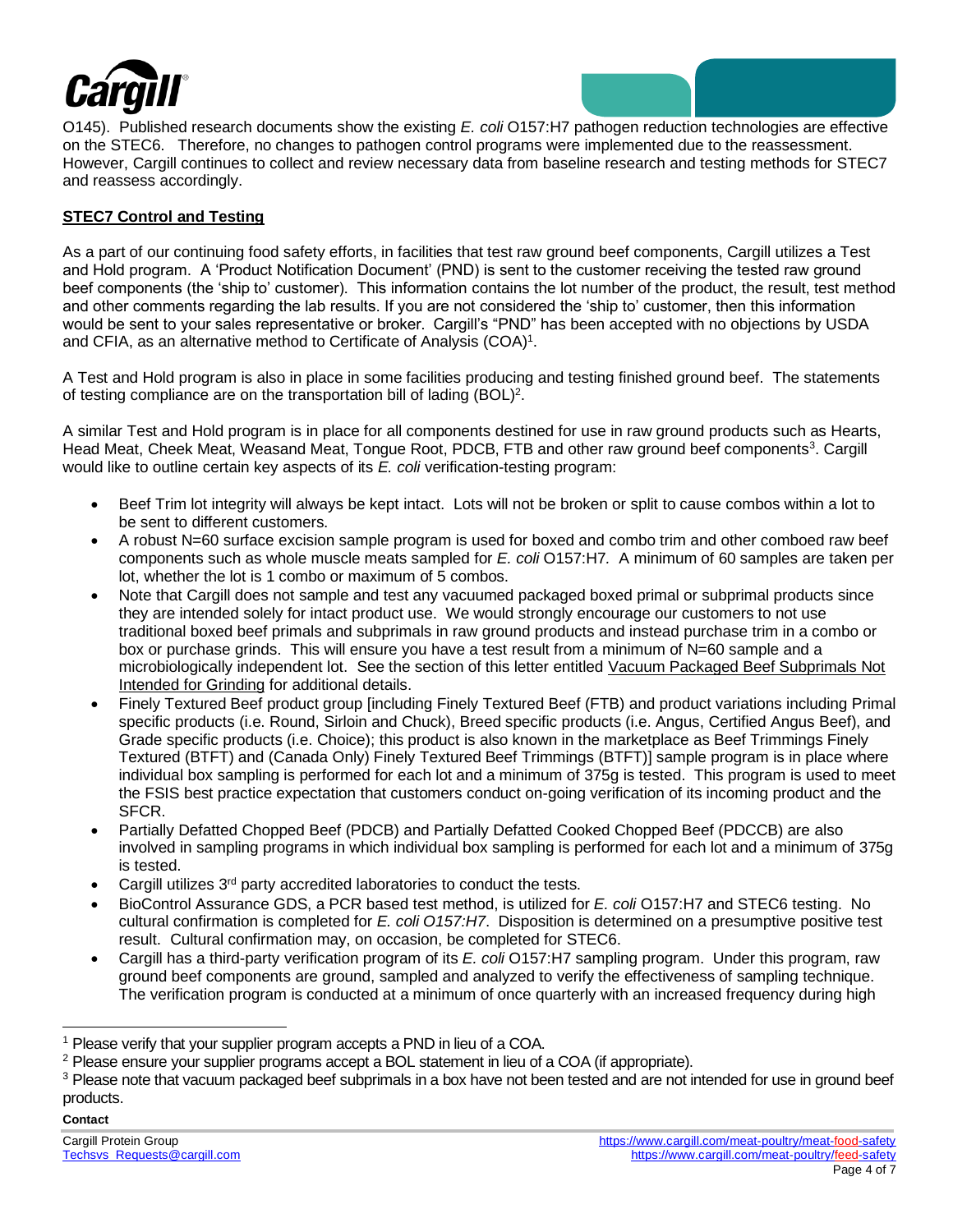O145). Published research documents show the existing *E. coli* O157:H7 pathogen reduction technologies are effective on the STEC6. Therefore, no changes to pathogen control programs were implemented due to the reassessment. However, Cargill continues to collect and review necessary data from baseline research and testing methods for STEC7 and reassess accordingly.

**STEC7 Control and Testing**

As a part of our continuing food safety efforts, in facilities that test raw ground beef components, Cargill utilizes a Test and Hold program. A 'Product Notification Document' (PND) is sent to the customer receiving the tested raw ground beef components (the 'ship to' customer). This information contains the lot number of the product, the result, test method and other comments regarding the lab results. If you are not considered the 'ship to' customer, then this information would be sent to your sales representative or broker. Cargill's "PND" has been accepted with no objections by USDA and CFIA, as an alternative method to Certificate of Analysis (COA)[1].

A Test and Hold program is also in place in some facilities producing and testing finished ground beef. The statements of testing compliance are on the transportation bill of lading (BOL)[2].

A similar Test and Hold program is in place for all components destined for use in raw ground products such as Hearts, Head Meat, Cheek Meat, Weasand Meat, Tongue Root, PDCB, FTB and other raw ground beef components[3]. Cargill would like to outline certain key aspects of its *E. coli* verification-testing program:

- Beef Trim lot integrity will always be kept intact. Lots will not be broken or split to cause combos within a lot to be sent to different customers.
- A robust N=60 surface excision sample program is used for boxed and combo trim and other comboed raw beef components such as whole muscle meats sampled for *E. coli* O157:H7. A minimum of 60 samples are taken per lot, whether the lot is 1 combo or maximum of 5 combos.
- Note that Cargill does not sample and test any vacuumed packaged boxed primal or subprimal products since they are intended solely for intact product use. We would strongly encourage our customers to not use traditional boxed beef primals and subprimals in raw ground products and instead purchase trim in a combo or box or purchase grinds. This will ensure you have a test result from a minimum of N=60 sample and a microbiologically independent lot. See the section of this letter entitled Vacuum Packaged Beef Subprimals Not Intended for Grinding for additional details.
- Finely Textured Beef product group [including Finely Textured Beef (FTB) and product variations including Primal specific products (i.e. Round, Sirloin and Chuck), Breed specific products (i.e. Angus, Certified Angus Beef), and Grade specific products (i.e. Choice); this product is also known in the marketplace as Beef Trimmings Finely Textured (BTFT) and (Canada Only) Finely Textured Beef Trimmings (BTFT)] sample program is in place where individual box sampling is performed for each lot and a minimum of 375g is tested. This program is used to meet the FSIS best practice expectation that customers conduct on-going verification of its incoming product and the SFCR.
- Partially Defatted Chopped Beef (PDCB) and Partially Defatted Cooked Chopped Beef (PDCCB) are also involved in sampling programs in which individual box sampling is performed for each lot and a minimum of 375g is tested.
- Cargill utilizes 3rd party accredited laboratories to conduct the tests.
- BioControl Assurance GDS, a PCR based test method, is utilized for *E. coli* O157:H7 and STEC6 testing. No cultural confirmation is completed for *E. coli O157:H7*. Disposition is determined on a presumptive positive test result. Cultural confirmation may, on occasion, be completed for STEC6.
- Cargill has a third-party verification program of its *E. coli* O157:H7 sampling program. Under this program, raw ground beef components are ground, sampled and analyzed to verify the effectiveness of sampling technique. The verification program is conducted at a minimum of once quarterly with an increased frequency during high

---

[1] Please verify that your supplier program accepts a PND in lieu of a COA.

[2] Please ensure your supplier programs accept a BOL statement in lieu of a COA (if appropriate).

[3] Please note that vacuum packaged beef subprimals in a box have not been tested and are not intended for use in ground beef products.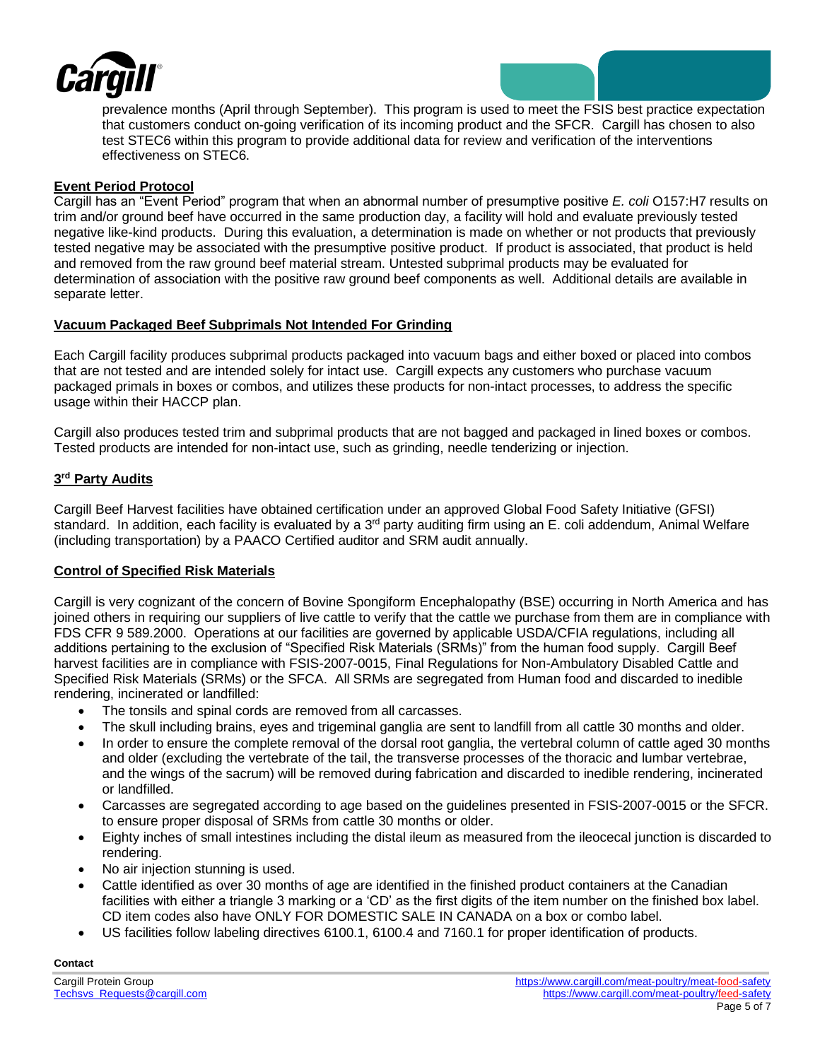prevalence months (April through September). This program is used to meet the FSIS best practice expectation that customers conduct on-going verification of its incoming product and the SFCR. Cargill has chosen to also test STEC6 within this program to provide additional data for review and verification of the interventions effectiveness on STEC6.

**Event Period Protocol**

Cargill has an "Event Period" program that when an abnormal number of presumptive positive *E. coli* O157:H7 results on trim and/or ground beef have occurred in the same production day, a facility will hold and evaluate previously tested negative like-kind products. During this evaluation, a determination is made on whether or not products that previously tested negative may be associated with the presumptive positive product. If product is associated, that product is held and removed from the raw ground beef material stream. Untested subprimal products may be evaluated for determination of association with the positive raw ground beef components as well. Additional details are available in separate letter.

**Vacuum Packaged Beef Subprimals Not Intended For Grinding**

Each Cargill facility produces subprimal products packaged into vacuum bags and either boxed or placed into combos that are not tested and are intended solely for intact use. Cargill expects any customers who purchase vacuum packaged primals in boxes or combos, and utilizes these products for non-intact processes, to address the specific usage within their HACCP plan.

Cargill also produces tested trim and subprimal products that are not bagged and packaged in lined boxes or combos. Tested products are intended for non-intact use, such as grinding, needle tenderizing or injection.

**3rd Party Audits**

Cargill Beef Harvest facilities have obtained certification under an approved Global Food Safety Initiative (GFSI) standard. In addition, each facility is evaluated by a 3rd party auditing firm using an E. coli addendum, Animal Welfare (including transportation) by a PAACO Certified auditor and SRM audit annually.

**Control of Specified Risk Materials**

Cargill is very cognizant of the concern of Bovine Spongiform Encephalopathy (BSE) occurring in North America and has joined others in requiring our suppliers of live cattle to verify that the cattle we purchase from them are in compliance with FDS CFR 9 589.2000. Operations at our facilities are governed by applicable USDA/CFIA regulations, including all additions pertaining to the exclusion of "Specified Risk Materials (SRMs)" from the human food supply. Cargill Beef harvest facilities are in compliance with FSIS-2007-0015, Final Regulations for Non-Ambulatory Disabled Cattle and Specified Risk Materials (SRMs) or the SFCA. All SRMs are segregated from Human food and discarded to inedible rendering, incinerated or landfilled:

- The tonsils and spinal cords are removed from all carcasses.
- The skull including brains, eyes and trigeminal ganglia are sent to landfill from all cattle 30 months and older.
- In order to ensure the complete removal of the dorsal root ganglia, the vertebral column of cattle aged 30 months and older (excluding the vertebrate of the tail, the transverse processes of the thoracic and lumbar vertebrae, and the wings of the sacrum) will be removed during fabrication and discarded to inedible rendering, incinerated or landfilled.
- Carcasses are segregated according to age based on the guidelines presented in FSIS-2007-0015 or the SFCR. to ensure proper disposal of SRMs from cattle 30 months or older.
- Eighty inches of small intestines including the distal ileum as measured from the ileocecal junction is discarded to rendering.
- No air injection stunning is used.
- Cattle identified as over 30 months of age are identified in the finished product containers at the Canadian facilities with either a triangle 3 marking or a 'CD' as the first digits of the item number on the finished box label. CD item codes also have ONLY FOR DOMESTIC SALE IN CANADA on a box or combo label.
- US facilities follow labeling directives 6100.1, 6100.4 and 7160.1 for proper identification of products.

**Contact**

Cargill Protein Group
Techsvs_Requests@cargill.com

https://www.cargill.com/meat-poultry/meat-food-safety
https://www.cargill.com/meat-poultry/feed-safety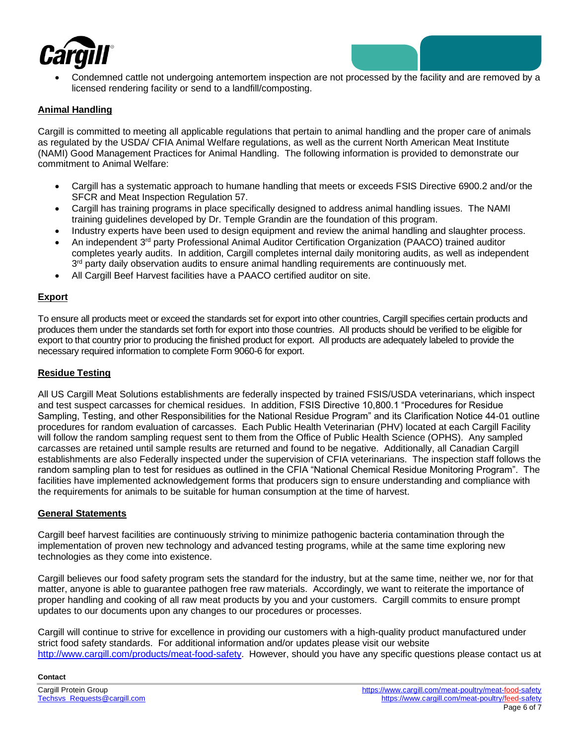- Condemned cattle not undergoing antemortem inspection are not processed by the facility and are removed by a licensed rendering facility or send to a landfill/composting.

## Animal Handling

Cargill is committed to meeting all applicable regulations that pertain to animal handling and the proper care of animals as regulated by the USDA/ CFIA Animal Welfare regulations, as well as the current North American Meat Institute (NAMI) Good Management Practices for Animal Handling. The following information is provided to demonstrate our commitment to Animal Welfare:

- Cargill has a systematic approach to humane handling that meets or exceeds FSIS Directive 6900.2 and/or the SFCR and Meat Inspection Regulation 57.
- Cargill has training programs in place specifically designed to address animal handling issues. The NAMI training guidelines developed by Dr. Temple Grandin are the foundation of this program.
- Industry experts have been used to design equipment and review the animal handling and slaughter process.
- An independent 3rd party Professional Animal Auditor Certification Organization (PAACO) trained auditor completes yearly audits. In addition, Cargill completes internal daily monitoring audits, as well as independent 3rd party daily observation audits to ensure animal handling requirements are continuously met.
- All Cargill Beef Harvest facilities have a PAACO certified auditor on site.

## Export

To ensure all products meet or exceed the standards set for export into other countries, Cargill specifies certain products and produces them under the standards set forth for export into those countries. All products should be verified to be eligible for export to that country prior to producing the finished product for export. All products are adequately labeled to provide the necessary required information to complete Form 9060-6 for export.

## Residue Testing

All US Cargill Meat Solutions establishments are federally inspected by trained FSIS/USDA veterinarians, which inspect and test suspect carcasses for chemical residues. In addition, FSIS Directive 10,800.1 "Procedures for Residue Sampling, Testing, and other Responsibilities for the National Residue Program" and its Clarification Notice 44-01 outline procedures for random evaluation of carcasses. Each Public Health Veterinarian (PHV) located at each Cargill Facility will follow the random sampling request sent to them from the Office of Public Health Science (OPHS). Any sampled carcasses are retained until sample results are returned and found to be negative. Additionally, all Canadian Cargill establishments are also Federally inspected under the supervision of CFIA veterinarians. The inspection staff follows the random sampling plan to test for residues as outlined in the CFIA "National Chemical Residue Monitoring Program". The facilities have implemented acknowledgement forms that producers sign to ensure understanding and compliance with the requirements for animals to be suitable for human consumption at the time of harvest.

## General Statements

Cargill beef harvest facilities are continuously striving to minimize pathogenic bacteria contamination through the implementation of proven new technology and advanced testing programs, while at the same time exploring new technologies as they come into existence.

Cargill believes our food safety program sets the standard for the industry, but at the same time, neither we, nor for that matter, anyone is able to guarantee pathogen free raw materials. Accordingly, we want to reiterate the importance of proper handling and cooking of all raw meat products by you and your customers. Cargill commits to ensure prompt updates to our documents upon any changes to our procedures or processes.

Cargill will continue to strive for excellence in providing our customers with a high-quality product manufactured under strict food safety standards. For additional information and/or updates please visit our website http://www.cargill.com/products/meat-food-safety. However, should you have any specific questions please contact us at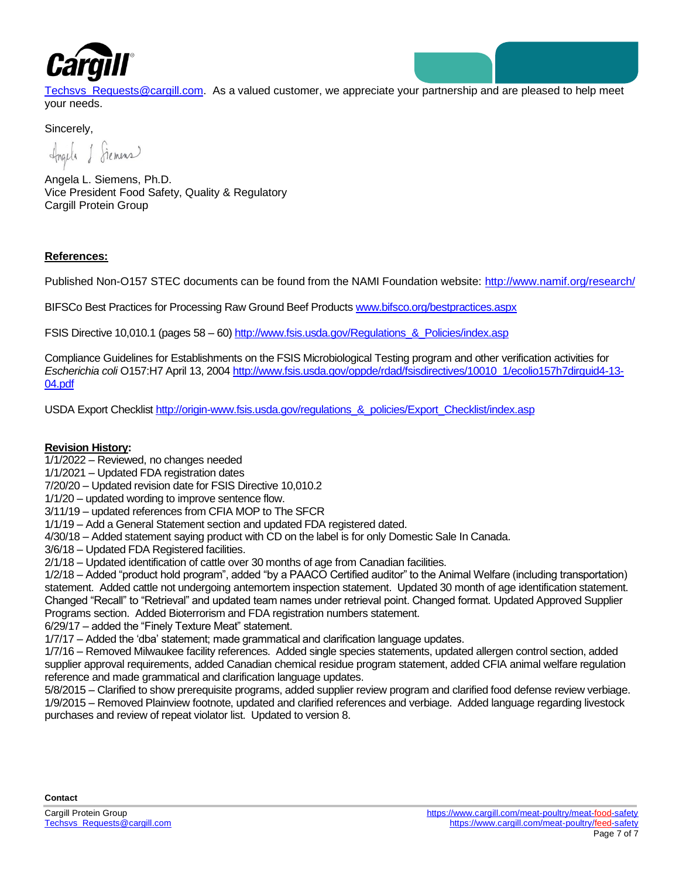Techsvs_Requests@cargill.com. As a valued customer, we appreciate your partnership and are pleased to help meet your needs.

Sincerely,

Angela L. Siemens, Ph.D.
Vice President Food Safety, Quality & Regulatory
Cargill Protein Group

**References:**

Published Non-O157 STEC documents can be found from the NAMI Foundation website: http://www.namif.org/research/

BIFSCo Best Practices for Processing Raw Ground Beef Products www.bifsco.org/bestpractices.aspx

FSIS Directive 10,010.1 (pages 58 – 60) http://www.fsis.usda.gov/Regulations_&_Policies/index.asp

Compliance Guidelines for Establishments on the FSIS Microbiological Testing program and other verification activities for *Escherichia coli* O157:H7 April 13, 2004 http://www.fsis.usda.gov/oppde/rdad/fsisdirectives/10010_1/ecolio157h7dirguid4-13-04.pdf

USDA Export Checklist http://origin-www.fsis.usda.gov/regulations_&_policies/Export_Checklist/index.asp

**Revision History:**

1/1/2022 – Reviewed, no changes needed
1/1/2021 – Updated FDA registration dates
7/20/20 – Updated revision date for FSIS Directive 10,010.2
1/1/20 – updated wording to improve sentence flow.
3/11/19 – updated references from CFIA MOP to The SFCR
1/1/19 – Add a General Statement section and updated FDA registered dated.
4/30/18 – Added statement saying product with CD on the label is for only Domestic Sale In Canada.
3/6/18 – Updated FDA Registered facilities.
2/1/18 – Updated identification of cattle over 30 months of age from Canadian facilities.
1/2/18 – Added "product hold program", added "by a PAACO Certified auditor" to the Animal Welfare (including transportation) statement. Added cattle not undergoing antemortem inspection statement. Updated 30 month of age identification statement. Changed "Recall" to "Retrieval" and updated team names under retrieval point. Changed format. Updated Approved Supplier Programs section. Added Bioterrorism and FDA registration numbers statement.
6/29/17 – added the "Finely Texture Meat" statement.
1/7/17 – Added the 'dba' statement; made grammatical and clarification language updates.
1/7/16 – Removed Milwaukee facility references. Added single species statements, updated allergen control section, added supplier approval requirements, added Canadian chemical residue program statement, added CFIA animal welfare regulation reference and made grammatical and clarification language updates.
5/8/2015 – Clarified to show prerequisite programs, added supplier review program and clarified food defense review verbiage.
1/9/2015 – Removed Plainview footnote, updated and clarified references and verbiage. Added language regarding livestock purchases and review of repeat violator list. Updated to version 8.

**Contact**

Cargill Protein Group
Techsvs_Requests@cargill.com

https://www.cargill.com/meat-poultry/meat-food-safety
https://www.cargill.com/meat-poultry/feed-safety